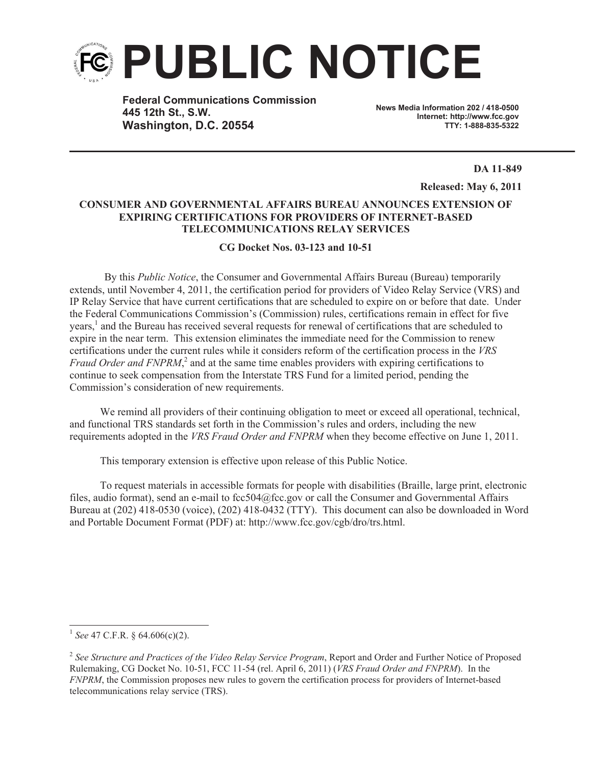# PUBLIC NOTICE

**Federal Communications Commission**
**445 12th St., S.W.**
**Washington, D.C. 20554**

**News Media Information 202 / 418-0500**
**Internet: http://www.fcc.gov**
**TTY: 1-888-835-5322**

**DA 11-849**

**Released: May 6, 2011**

## CONSUMER AND GOVERNMENTAL AFFAIRS BUREAU ANNOUNCES EXTENSION OF EXPIRING CERTIFICATIONS FOR PROVIDERS OF INTERNET-BASED TELECOMMUNICATIONS RELAY SERVICES

**CG Docket Nos. 03-123 and 10-51**

By this *Public Notice*, the Consumer and Governmental Affairs Bureau (Bureau) temporarily extends, until November 4, 2011, the certification period for providers of Video Relay Service (VRS) and IP Relay Service that have current certifications that are scheduled to expire on or before that date. Under the Federal Communications Commission's (Commission) rules, certifications remain in effect for five years,[1] and the Bureau has received several requests for renewal of certifications that are scheduled to expire in the near term. This extension eliminates the immediate need for the Commission to renew certifications under the current rules while it considers reform of the certification process in the *VRS Fraud Order and FNPRM*,[2] and at the same time enables providers with expiring certifications to continue to seek compensation from the Interstate TRS Fund for a limited period, pending the Commission's consideration of new requirements.

We remind all providers of their continuing obligation to meet or exceed all operational, technical, and functional TRS standards set forth in the Commission's rules and orders, including the new requirements adopted in the *VRS Fraud Order and FNPRM* when they become effective on June 1, 2011.

This temporary extension is effective upon release of this Public Notice.

To request materials in accessible formats for people with disabilities (Braille, large print, electronic files, audio format), send an e-mail to fcc504@fcc.gov or call the Consumer and Governmental Affairs Bureau at (202) 418-0530 (voice), (202) 418-0432 (TTY). This document can also be downloaded in Word and Portable Document Format (PDF) at: http://www.fcc.gov/cgb/dro/trs.html.

---

[1] *See* 47 C.F.R. § 64.606(c)(2).

[2] *See Structure and Practices of the Video Relay Service Program*, Report and Order and Further Notice of Proposed Rulemaking, CG Docket No. 10-51, FCC 11-54 (rel. April 6, 2011) (*VRS Fraud Order and FNPRM*). In the *FNPRM*, the Commission proposes new rules to govern the certification process for providers of Internet-based telecommunications relay service (TRS).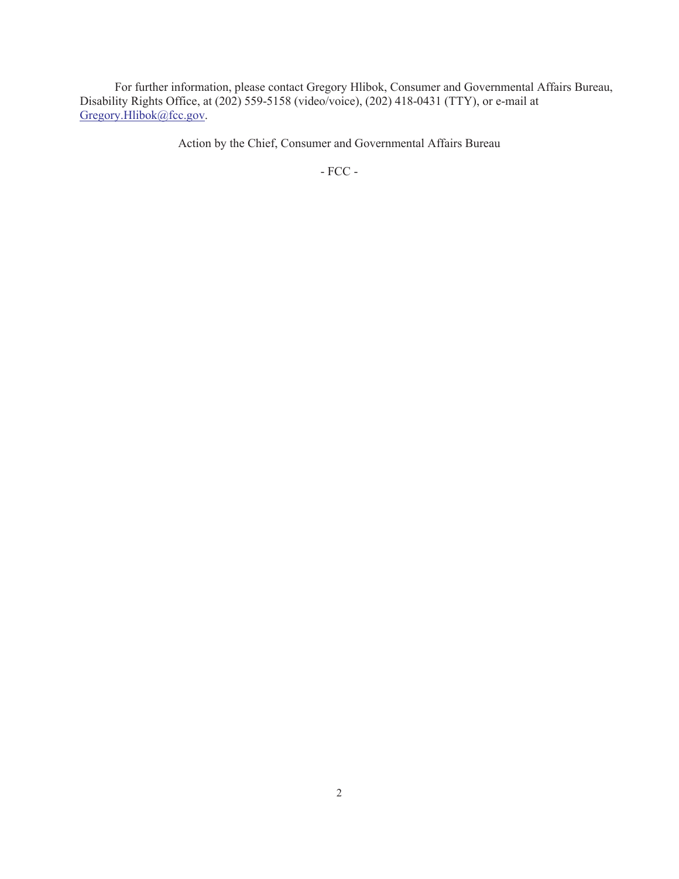For further information, please contact Gregory Hlibok, Consumer and Governmental Affairs Bureau, Disability Rights Office, at (202) 559-5158 (video/voice), (202) 418-0431 (TTY), or e-mail at [Gregory.Hlibok@fcc.gov](mailto:Gregory.Hlibok@fcc.gov).

Action by the Chief, Consumer and Governmental Affairs Bureau

- FCC -